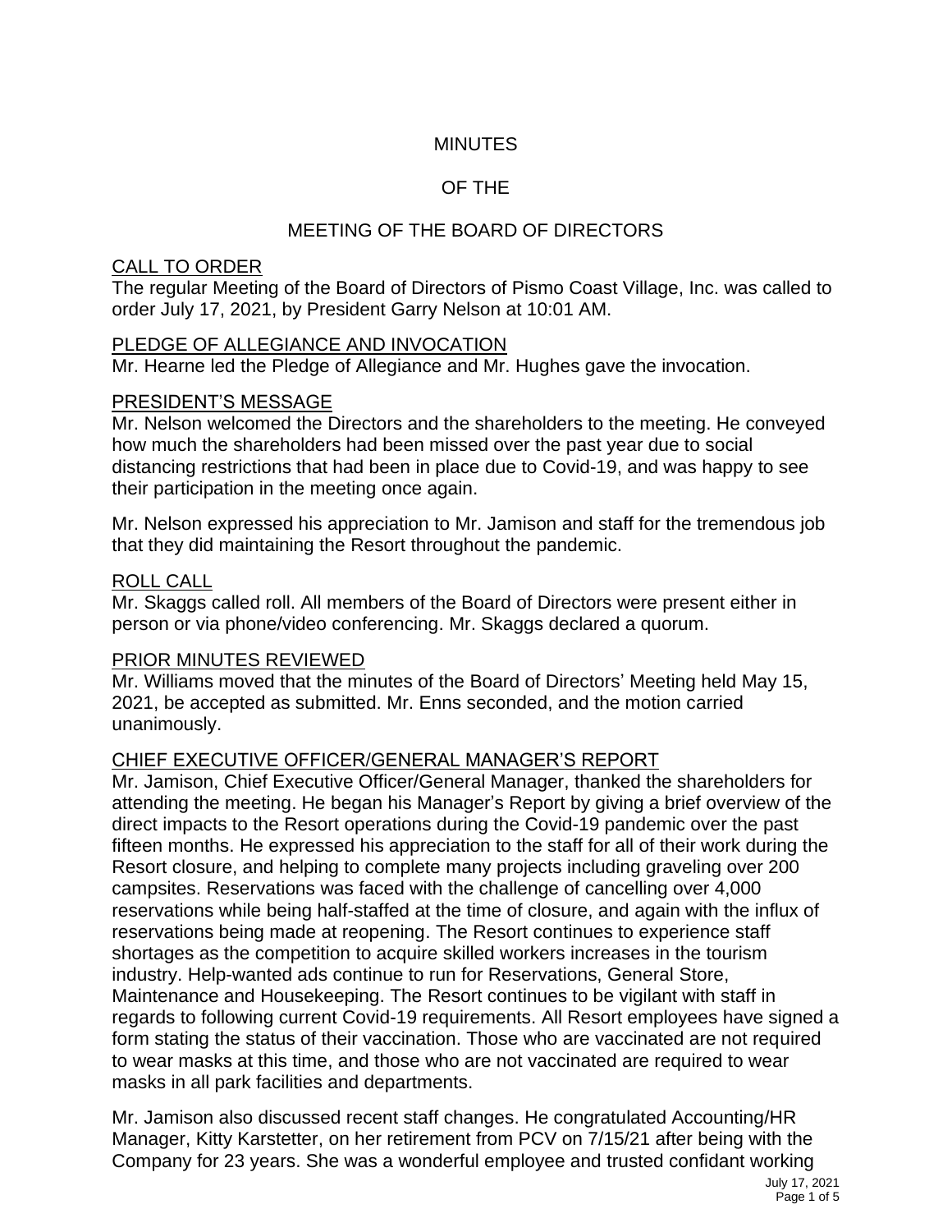# MINUTES

# OF THE

# MEETING OF THE BOARD OF DIRECTORS

## CALL TO ORDER

The regular Meeting of the Board of Directors of Pismo Coast Village, Inc. was called to order July 17, 2021, by President Garry Nelson at 10:01 AM.

## PLEDGE OF ALLEGIANCE AND INVOCATION

Mr. Hearne led the Pledge of Allegiance and Mr. Hughes gave the invocation.

## PRESIDENT'S MESSAGE

Mr. Nelson welcomed the Directors and the shareholders to the meeting. He conveyed how much the shareholders had been missed over the past year due to social distancing restrictions that had been in place due to Covid-19, and was happy to see their participation in the meeting once again.

Mr. Nelson expressed his appreciation to Mr. Jamison and staff for the tremendous job that they did maintaining the Resort throughout the pandemic.

## ROLL CALL

Mr. Skaggs called roll. All members of the Board of Directors were present either in person or via phone/video conferencing. Mr. Skaggs declared a quorum.

## PRIOR MINUTES REVIEWED

Mr. Williams moved that the minutes of the Board of Directors' Meeting held May 15, 2021, be accepted as submitted. Mr. Enns seconded, and the motion carried unanimously.

## CHIEF EXECUTIVE OFFICER/GENERAL MANAGER'S REPORT

Mr. Jamison, Chief Executive Officer/General Manager, thanked the shareholders for attending the meeting. He began his Manager's Report by giving a brief overview of the direct impacts to the Resort operations during the Covid-19 pandemic over the past fifteen months. He expressed his appreciation to the staff for all of their work during the Resort closure, and helping to complete many projects including graveling over 200 campsites. Reservations was faced with the challenge of cancelling over 4,000 reservations while being half-staffed at the time of closure, and again with the influx of reservations being made at reopening. The Resort continues to experience staff shortages as the competition to acquire skilled workers increases in the tourism industry. Help-wanted ads continue to run for Reservations, General Store, Maintenance and Housekeeping. The Resort continues to be vigilant with staff in regards to following current Covid-19 requirements. All Resort employees have signed a form stating the status of their vaccination. Those who are vaccinated are not required to wear masks at this time, and those who are not vaccinated are required to wear masks in all park facilities and departments.

Mr. Jamison also discussed recent staff changes. He congratulated Accounting/HR Manager, Kitty Karstetter, on her retirement from PCV on 7/15/21 after being with the Company for 23 years. She was a wonderful employee and trusted confidant working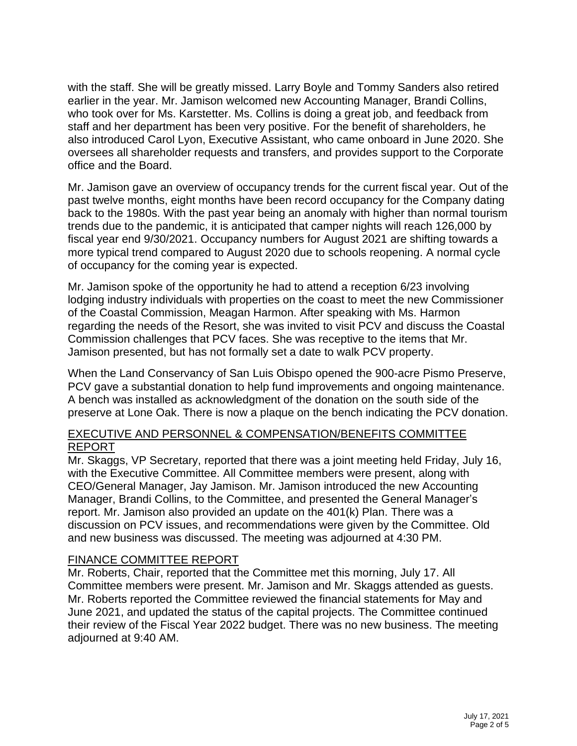with the staff. She will be greatly missed. Larry Boyle and Tommy Sanders also retired earlier in the year. Mr. Jamison welcomed new Accounting Manager, Brandi Collins, who took over for Ms. Karstetter. Ms. Collins is doing a great job, and feedback from staff and her department has been very positive. For the benefit of shareholders, he also introduced Carol Lyon, Executive Assistant, who came onboard in June 2020. She oversees all shareholder requests and transfers, and provides support to the Corporate office and the Board.

Mr. Jamison gave an overview of occupancy trends for the current fiscal year. Out of the past twelve months, eight months have been record occupancy for the Company dating back to the 1980s. With the past year being an anomaly with higher than normal tourism trends due to the pandemic, it is anticipated that camper nights will reach 126,000 by fiscal year end 9/30/2021. Occupancy numbers for August 2021 are shifting towards a more typical trend compared to August 2020 due to schools reopening. A normal cycle of occupancy for the coming year is expected.

Mr. Jamison spoke of the opportunity he had to attend a reception 6/23 involving lodging industry individuals with properties on the coast to meet the new Commissioner of the Coastal Commission, Meagan Harmon. After speaking with Ms. Harmon regarding the needs of the Resort, she was invited to visit PCV and discuss the Coastal Commission challenges that PCV faces. She was receptive to the items that Mr. Jamison presented, but has not formally set a date to walk PCV property.

When the Land Conservancy of San Luis Obispo opened the 900-acre Pismo Preserve, PCV gave a substantial donation to help fund improvements and ongoing maintenance. A bench was installed as acknowledgment of the donation on the south side of the preserve at Lone Oak. There is now a plaque on the bench indicating the PCV donation.

## EXECUTIVE AND PERSONNEL & COMPENSATION/BENEFITS COMMITTEE REPORT

Mr. Skaggs, VP Secretary, reported that there was a joint meeting held Friday, July 16, with the Executive Committee. All Committee members were present, along with CEO/General Manager, Jay Jamison. Mr. Jamison introduced the new Accounting Manager, Brandi Collins, to the Committee, and presented the General Manager's report. Mr. Jamison also provided an update on the 401(k) Plan. There was a discussion on PCV issues, and recommendations were given by the Committee. Old and new business was discussed. The meeting was adjourned at 4:30 PM.

## FINANCE COMMITTEE REPORT

Mr. Roberts, Chair, reported that the Committee met this morning, July 17. All Committee members were present. Mr. Jamison and Mr. Skaggs attended as guests. Mr. Roberts reported the Committee reviewed the financial statements for May and June 2021, and updated the status of the capital projects. The Committee continued their review of the Fiscal Year 2022 budget. There was no new business. The meeting adjourned at 9:40 AM.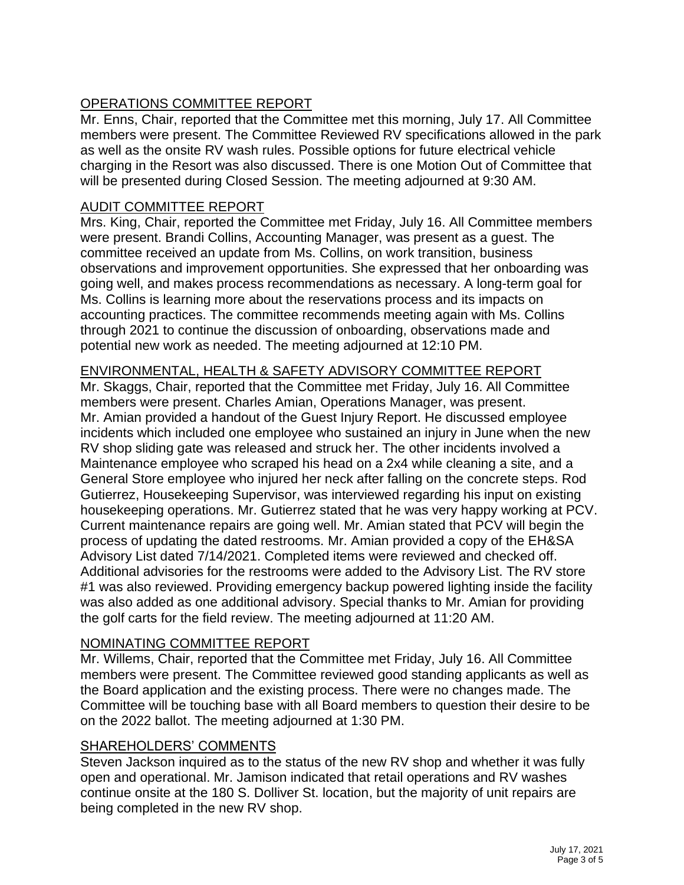## OPERATIONS COMMITTEE REPORT

Mr. Enns, Chair, reported that the Committee met this morning, July 17. All Committee members were present. The Committee Reviewed RV specifications allowed in the park as well as the onsite RV wash rules. Possible options for future electrical vehicle charging in the Resort was also discussed. There is one Motion Out of Committee that will be presented during Closed Session. The meeting adjourned at 9:30 AM.

## AUDIT COMMITTEE REPORT

Mrs. King, Chair, reported the Committee met Friday, July 16. All Committee members were present. Brandi Collins, Accounting Manager, was present as a guest. The committee received an update from Ms. Collins, on work transition, business observations and improvement opportunities. She expressed that her onboarding was going well, and makes process recommendations as necessary. A long-term goal for Ms. Collins is learning more about the reservations process and its impacts on accounting practices. The committee recommends meeting again with Ms. Collins through 2021 to continue the discussion of onboarding, observations made and potential new work as needed. The meeting adjourned at 12:10 PM.

## ENVIRONMENTAL, HEALTH & SAFETY ADVISORY COMMITTEE REPORT

Mr. Skaggs, Chair, reported that the Committee met Friday, July 16. All Committee members were present. Charles Amian, Operations Manager, was present. Mr. Amian provided a handout of the Guest Injury Report. He discussed employee incidents which included one employee who sustained an injury in June when the new RV shop sliding gate was released and struck her. The other incidents involved a Maintenance employee who scraped his head on a 2x4 while cleaning a site, and a General Store employee who injured her neck after falling on the concrete steps. Rod Gutierrez, Housekeeping Supervisor, was interviewed regarding his input on existing housekeeping operations. Mr. Gutierrez stated that he was very happy working at PCV. Current maintenance repairs are going well. Mr. Amian stated that PCV will begin the process of updating the dated restrooms. Mr. Amian provided a copy of the EH&SA Advisory List dated 7/14/2021. Completed items were reviewed and checked off. Additional advisories for the restrooms were added to the Advisory List. The RV store #1 was also reviewed. Providing emergency backup powered lighting inside the facility was also added as one additional advisory. Special thanks to Mr. Amian for providing the golf carts for the field review. The meeting adjourned at 11:20 AM.

## NOMINATING COMMITTEE REPORT

Mr. Willems, Chair, reported that the Committee met Friday, July 16. All Committee members were present. The Committee reviewed good standing applicants as well as the Board application and the existing process. There were no changes made. The Committee will be touching base with all Board members to question their desire to be on the 2022 ballot. The meeting adjourned at 1:30 PM.

## SHAREHOLDERS' COMMENTS

Steven Jackson inquired as to the status of the new RV shop and whether it was fully open and operational. Mr. Jamison indicated that retail operations and RV washes continue onsite at the 180 S. Dolliver St. location, but the majority of unit repairs are being completed in the new RV shop.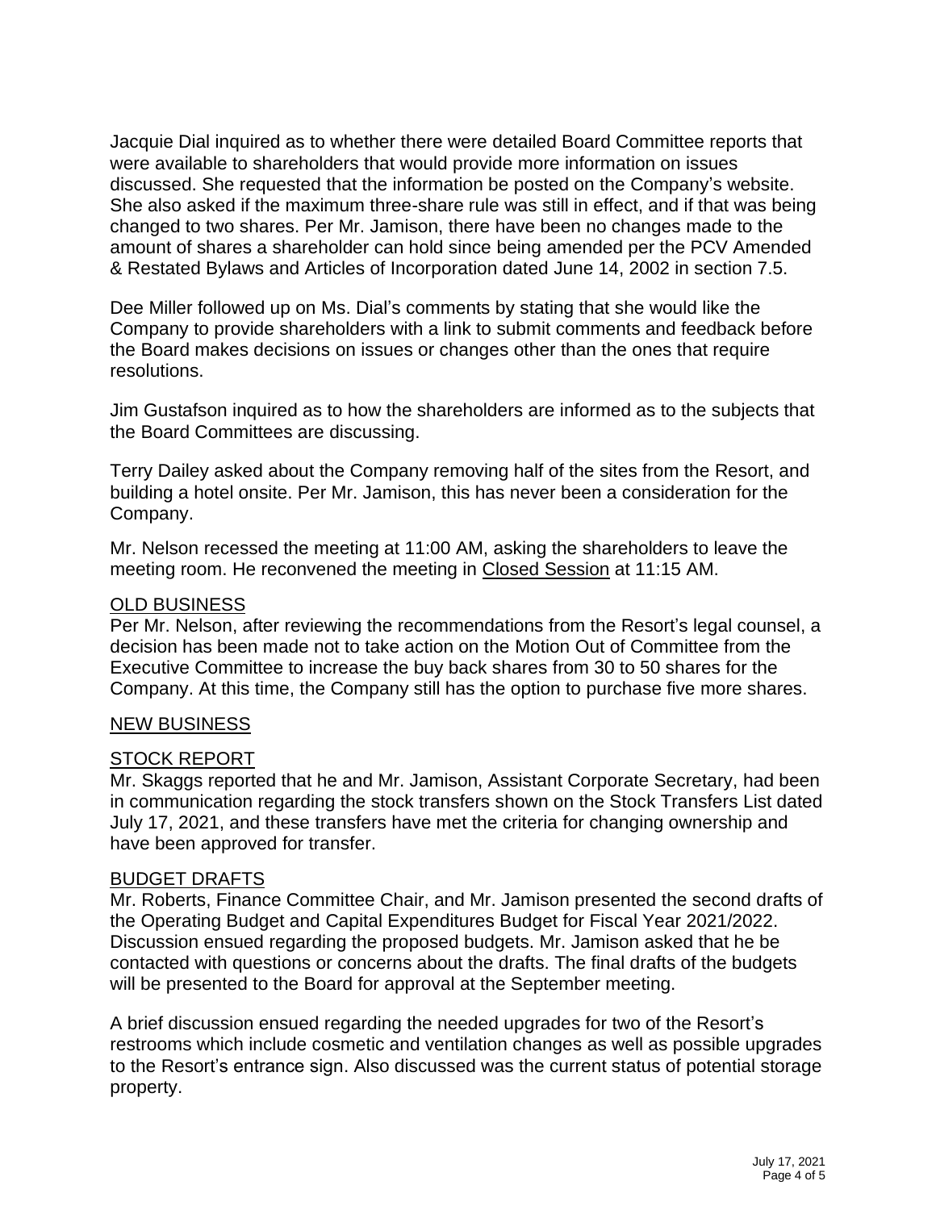Jacquie Dial inquired as to whether there were detailed Board Committee reports that were available to shareholders that would provide more information on issues discussed. She requested that the information be posted on the Company's website. She also asked if the maximum three-share rule was still in effect, and if that was being changed to two shares. Per Mr. Jamison, there have been no changes made to the amount of shares a shareholder can hold since being amended per the PCV Amended & Restated Bylaws and Articles of Incorporation dated June 14, 2002 in section 7.5.

Dee Miller followed up on Ms. Dial's comments by stating that she would like the Company to provide shareholders with a link to submit comments and feedback before the Board makes decisions on issues or changes other than the ones that require resolutions.

Jim Gustafson inquired as to how the shareholders are informed as to the subjects that the Board Committees are discussing.

Terry Dailey asked about the Company removing half of the sites from the Resort, and building a hotel onsite. Per Mr. Jamison, this has never been a consideration for the Company.

Mr. Nelson recessed the meeting at 11:00 AM, asking the shareholders to leave the meeting room. He reconvened the meeting in Closed Session at 11:15 AM.

## OLD BUSINESS

Per Mr. Nelson, after reviewing the recommendations from the Resort's legal counsel, a decision has been made not to take action on the Motion Out of Committee from the Executive Committee to increase the buy back shares from 30 to 50 shares for the Company. At this time, the Company still has the option to purchase five more shares.

## NEW BUSINESS

## STOCK REPORT

Mr. Skaggs reported that he and Mr. Jamison, Assistant Corporate Secretary, had been in communication regarding the stock transfers shown on the Stock Transfers List dated July 17, 2021, and these transfers have met the criteria for changing ownership and have been approved for transfer.

## BUDGET DRAFTS

Mr. Roberts, Finance Committee Chair, and Mr. Jamison presented the second drafts of the Operating Budget and Capital Expenditures Budget for Fiscal Year 2021/2022. Discussion ensued regarding the proposed budgets. Mr. Jamison asked that he be contacted with questions or concerns about the drafts. The final drafts of the budgets will be presented to the Board for approval at the September meeting.

A brief discussion ensued regarding the needed upgrades for two of the Resort's restrooms which include cosmetic and ventilation changes as well as possible upgrades to the Resort's entrance sign. Also discussed was the current status of potential storage property.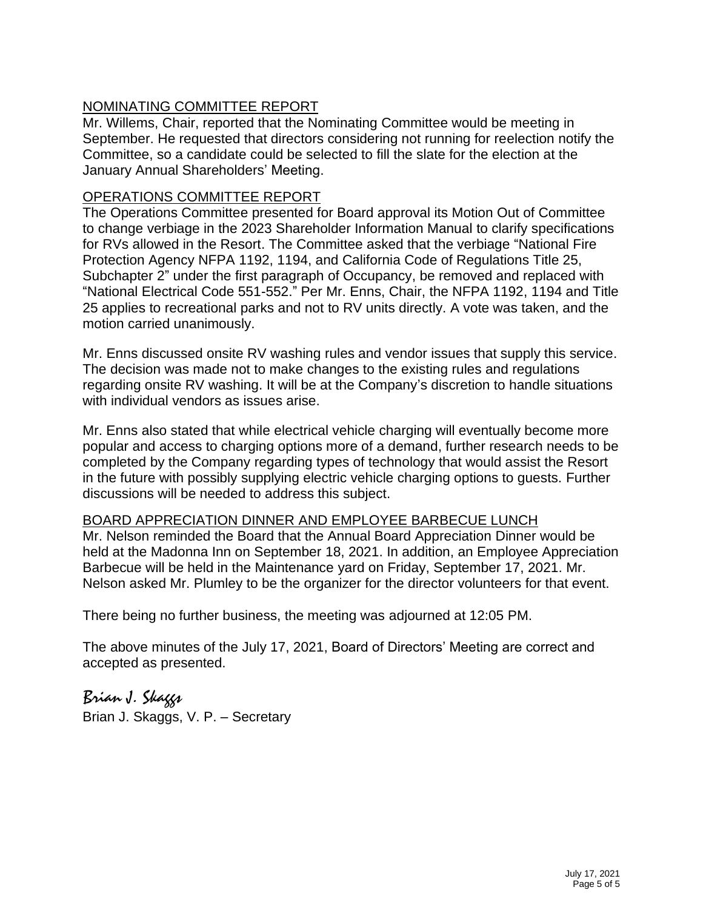## NOMINATING COMMITTEE REPORT

Mr. Willems, Chair, reported that the Nominating Committee would be meeting in September. He requested that directors considering not running for reelection notify the Committee, so a candidate could be selected to fill the slate for the election at the January Annual Shareholders' Meeting.

## OPERATIONS COMMITTEE REPORT

The Operations Committee presented for Board approval its Motion Out of Committee to change verbiage in the 2023 Shareholder Information Manual to clarify specifications for RVs allowed in the Resort. The Committee asked that the verbiage "National Fire Protection Agency NFPA 1192, 1194, and California Code of Regulations Title 25, Subchapter 2" under the first paragraph of Occupancy, be removed and replaced with "National Electrical Code 551-552." Per Mr. Enns, Chair, the NFPA 1192, 1194 and Title 25 applies to recreational parks and not to RV units directly. A vote was taken, and the motion carried unanimously.

Mr. Enns discussed onsite RV washing rules and vendor issues that supply this service. The decision was made not to make changes to the existing rules and regulations regarding onsite RV washing. It will be at the Company's discretion to handle situations with individual vendors as issues arise.

Mr. Enns also stated that while electrical vehicle charging will eventually become more popular and access to charging options more of a demand, further research needs to be completed by the Company regarding types of technology that would assist the Resort in the future with possibly supplying electric vehicle charging options to guests. Further discussions will be needed to address this subject.

## BOARD APPRECIATION DINNER AND EMPLOYEE BARBECUE LUNCH

Mr. Nelson reminded the Board that the Annual Board Appreciation Dinner would be held at the Madonna Inn on September 18, 2021. In addition, an Employee Appreciation Barbecue will be held in the Maintenance yard on Friday, September 17, 2021. Mr. Nelson asked Mr. Plumley to be the organizer for the director volunteers for that event.

There being no further business, the meeting was adjourned at 12:05 PM.

The above minutes of the July 17, 2021, Board of Directors' Meeting are correct and accepted as presented.

*Brian J. Skaggs*

Brian J. Skaggs, V. P. – Secretary